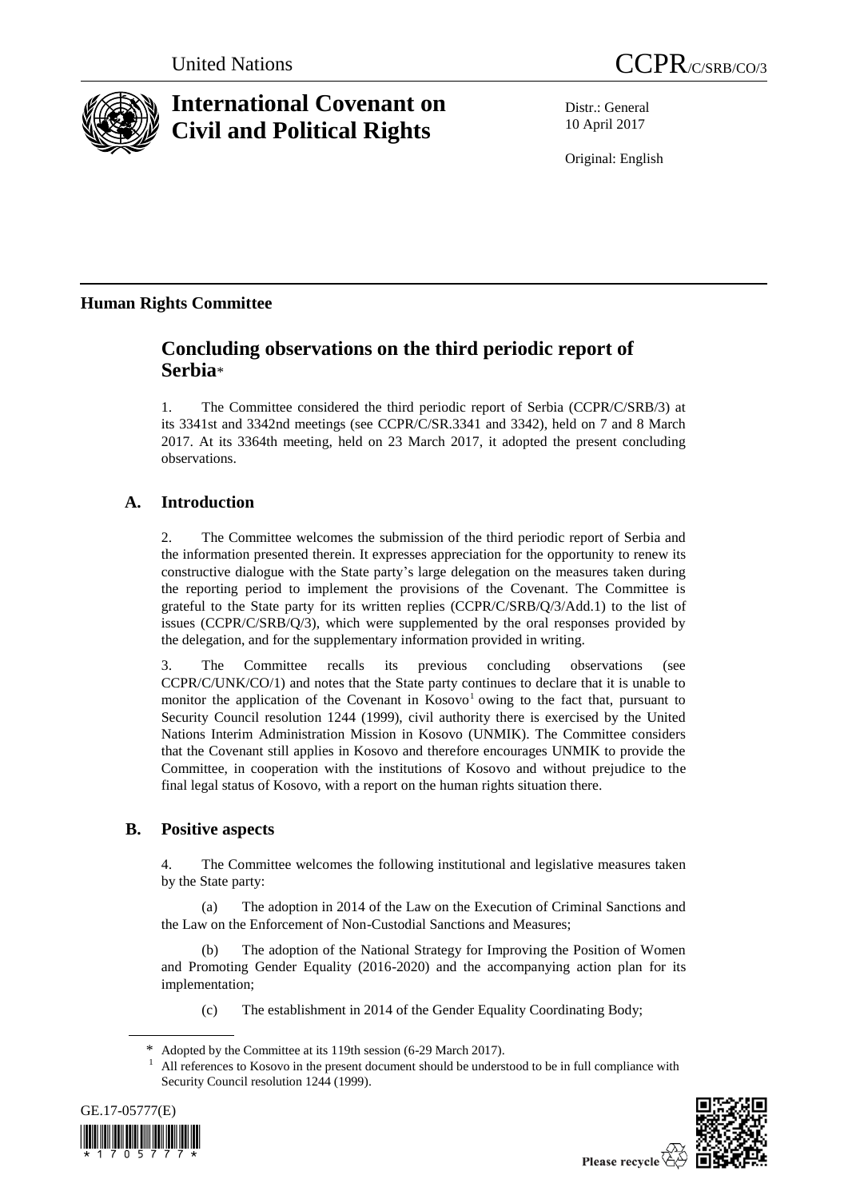United Nations

CCPR/C/SRB/CO/3

# International Covenant on Civil and Political Rights

Distr.: General
10 April 2017

Original: English

## Human Rights Committee

# Concluding observations on the third periodic report of Serbia*

1. The Committee considered the third periodic report of Serbia (CCPR/C/SRB/3) at its 3341st and 3342nd meetings (see CCPR/C/SR.3341 and 3342), held on 7 and 8 March 2017. At its 3364th meeting, held on 23 March 2017, it adopted the present concluding observations.

## A. Introduction

2. The Committee welcomes the submission of the third periodic report of Serbia and the information presented therein. It expresses appreciation for the opportunity to renew its constructive dialogue with the State party's large delegation on the measures taken during the reporting period to implement the provisions of the Covenant. The Committee is grateful to the State party for its written replies (CCPR/C/SRB/Q/3/Add.1) to the list of issues (CCPR/C/SRB/Q/3), which were supplemented by the oral responses provided by the delegation, and for the supplementary information provided in writing.

3. The Committee recalls its previous concluding observations (see CCPR/C/UNK/CO/1) and notes that the State party continues to declare that it is unable to monitor the application of the Covenant in Kosovo[1] owing to the fact that, pursuant to Security Council resolution 1244 (1999), civil authority there is exercised by the United Nations Interim Administration Mission in Kosovo (UNMIK). The Committee considers that the Covenant still applies in Kosovo and therefore encourages UNMIK to provide the Committee, in cooperation with the institutions of Kosovo and without prejudice to the final legal status of Kosovo, with a report on the human rights situation there.

## B. Positive aspects

4. The Committee welcomes the following institutional and legislative measures taken by the State party:

(a) The adoption in 2014 of the Law on the Execution of Criminal Sanctions and the Law on the Enforcement of Non-Custodial Sanctions and Measures;

(b) The adoption of the National Strategy for Improving the Position of Women and Promoting Gender Equality (2016-2020) and the accompanying action plan for its implementation;

(c) The establishment in 2014 of the Gender Equality Coordinating Body;

---

\* Adopted by the Committee at its 119th session (6-29 March 2017).

[1] All references to Kosovo in the present document should be understood to be in full compliance with Security Council resolution 1244 (1999).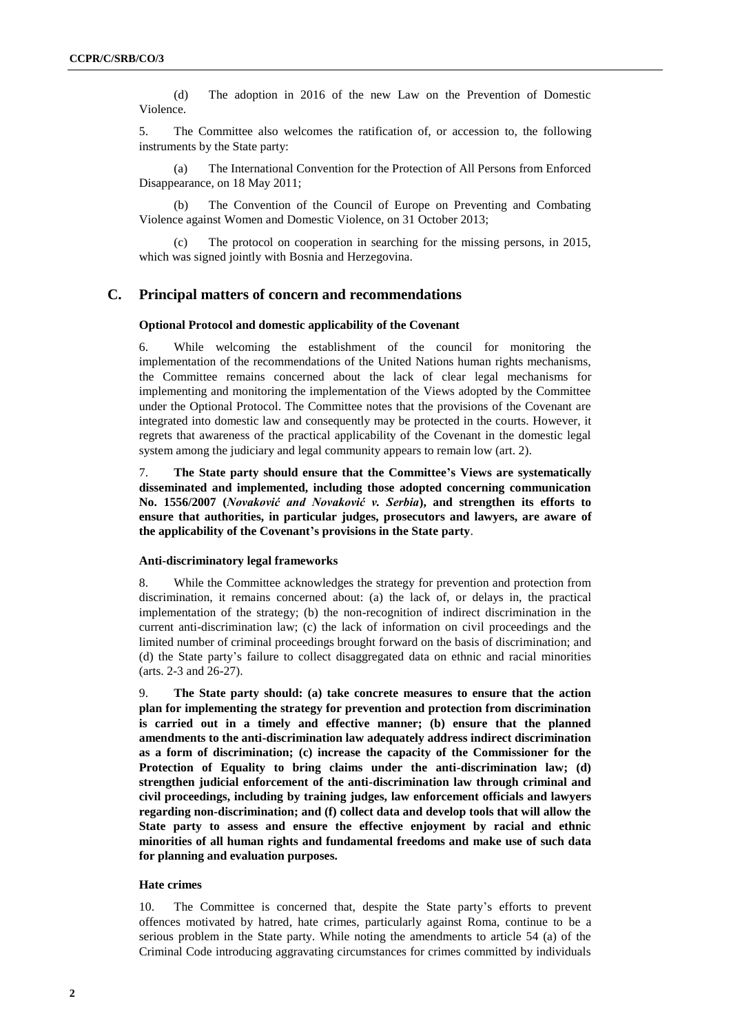(d) The adoption in 2016 of the new Law on the Prevention of Domestic Violence.

5. The Committee also welcomes the ratification of, or accession to, the following instruments by the State party:

(a) The International Convention for the Protection of All Persons from Enforced Disappearance, on 18 May 2011;

(b) The Convention of the Council of Europe on Preventing and Combating Violence against Women and Domestic Violence, on 31 October 2013;

(c) The protocol on cooperation in searching for the missing persons, in 2015, which was signed jointly with Bosnia and Herzegovina.

## C. Principal matters of concern and recommendations

### Optional Protocol and domestic applicability of the Covenant

6. While welcoming the establishment of the council for monitoring the implementation of the recommendations of the United Nations human rights mechanisms, the Committee remains concerned about the lack of clear legal mechanisms for implementing and monitoring the implementation of the Views adopted by the Committee under the Optional Protocol. The Committee notes that the provisions of the Covenant are integrated into domestic law and consequently may be protected in the courts. However, it regrets that awareness of the practical applicability of the Covenant in the domestic legal system among the judiciary and legal community appears to remain low (art. 2).

7. **The State party should ensure that the Committee's Views are systematically disseminated and implemented, including those adopted concerning communication No. 1556/2007 (*Novaković and Novaković v. Serbia*), and strengthen its efforts to ensure that authorities, in particular judges, prosecutors and lawyers, are aware of the applicability of the Covenant's provisions in the State party**.

### Anti-discriminatory legal frameworks

8. While the Committee acknowledges the strategy for prevention and protection from discrimination, it remains concerned about: (a) the lack of, or delays in, the practical implementation of the strategy; (b) the non-recognition of indirect discrimination in the current anti-discrimination law; (c) the lack of information on civil proceedings and the limited number of criminal proceedings brought forward on the basis of discrimination; and (d) the State party's failure to collect disaggregated data on ethnic and racial minorities (arts. 2-3 and 26-27).

9. **The State party should: (a) take concrete measures to ensure that the action plan for implementing the strategy for prevention and protection from discrimination is carried out in a timely and effective manner; (b) ensure that the planned amendments to the anti-discrimination law adequately address indirect discrimination as a form of discrimination; (c) increase the capacity of the Commissioner for the Protection of Equality to bring claims under the anti-discrimination law; (d) strengthen judicial enforcement of the anti-discrimination law through criminal and civil proceedings, including by training judges, law enforcement officials and lawyers regarding non-discrimination; and (f) collect data and develop tools that will allow the State party to assess and ensure the effective enjoyment by racial and ethnic minorities of all human rights and fundamental freedoms and make use of such data for planning and evaluation purposes.**

### Hate crimes

10. The Committee is concerned that, despite the State party's efforts to prevent offences motivated by hatred, hate crimes, particularly against Roma, continue to be a serious problem in the State party. While noting the amendments to article 54 (a) of the Criminal Code introducing aggravating circumstances for crimes committed by individuals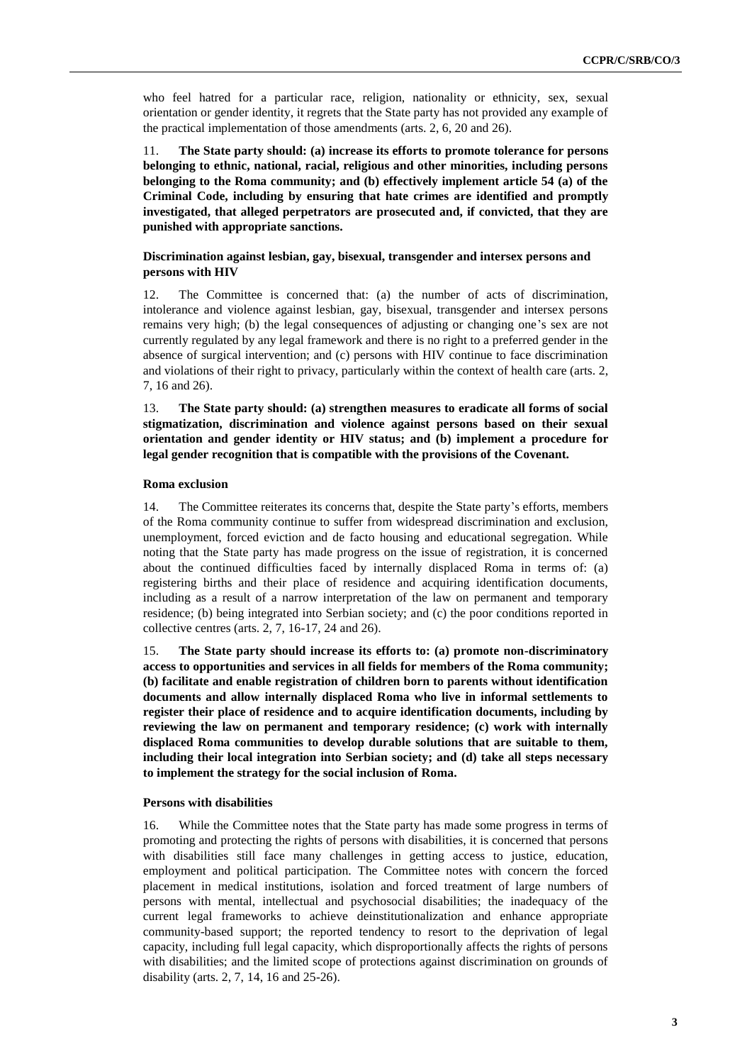who feel hatred for a particular race, religion, nationality or ethnicity, sex, sexual orientation or gender identity, it regrets that the State party has not provided any example of the practical implementation of those amendments (arts. 2, 6, 20 and 26).

11. **The State party should: (a) increase its efforts to promote tolerance for persons belonging to ethnic, national, racial, religious and other minorities, including persons belonging to the Roma community; and (b) effectively implement article 54 (a) of the Criminal Code, including by ensuring that hate crimes are identified and promptly investigated, that alleged perpetrators are prosecuted and, if convicted, that they are punished with appropriate sanctions.**

### Discrimination against lesbian, gay, bisexual, transgender and intersex persons and persons with HIV

12. The Committee is concerned that: (a) the number of acts of discrimination, intolerance and violence against lesbian, gay, bisexual, transgender and intersex persons remains very high; (b) the legal consequences of adjusting or changing one's sex are not currently regulated by any legal framework and there is no right to a preferred gender in the absence of surgical intervention; and (c) persons with HIV continue to face discrimination and violations of their right to privacy, particularly within the context of health care (arts. 2, 7, 16 and 26).

13. **The State party should: (a) strengthen measures to eradicate all forms of social stigmatization, discrimination and violence against persons based on their sexual orientation and gender identity or HIV status; and (b) implement a procedure for legal gender recognition that is compatible with the provisions of the Covenant.**

### Roma exclusion

14. The Committee reiterates its concerns that, despite the State party's efforts, members of the Roma community continue to suffer from widespread discrimination and exclusion, unemployment, forced eviction and de facto housing and educational segregation. While noting that the State party has made progress on the issue of registration, it is concerned about the continued difficulties faced by internally displaced Roma in terms of: (a) registering births and their place of residence and acquiring identification documents, including as a result of a narrow interpretation of the law on permanent and temporary residence; (b) being integrated into Serbian society; and (c) the poor conditions reported in collective centres (arts. 2, 7, 16-17, 24 and 26).

15. **The State party should increase its efforts to: (a) promote non-discriminatory access to opportunities and services in all fields for members of the Roma community; (b) facilitate and enable registration of children born to parents without identification documents and allow internally displaced Roma who live in informal settlements to register their place of residence and to acquire identification documents, including by reviewing the law on permanent and temporary residence; (c) work with internally displaced Roma communities to develop durable solutions that are suitable to them, including their local integration into Serbian society; and (d) take all steps necessary to implement the strategy for the social inclusion of Roma.**

### Persons with disabilities

16. While the Committee notes that the State party has made some progress in terms of promoting and protecting the rights of persons with disabilities, it is concerned that persons with disabilities still face many challenges in getting access to justice, education, employment and political participation. The Committee notes with concern the forced placement in medical institutions, isolation and forced treatment of large numbers of persons with mental, intellectual and psychosocial disabilities; the inadequacy of the current legal frameworks to achieve deinstitutionalization and enhance appropriate community-based support; the reported tendency to resort to the deprivation of legal capacity, including full legal capacity, which disproportionally affects the rights of persons with disabilities; and the limited scope of protections against discrimination on grounds of disability (arts. 2, 7, 14, 16 and 25-26).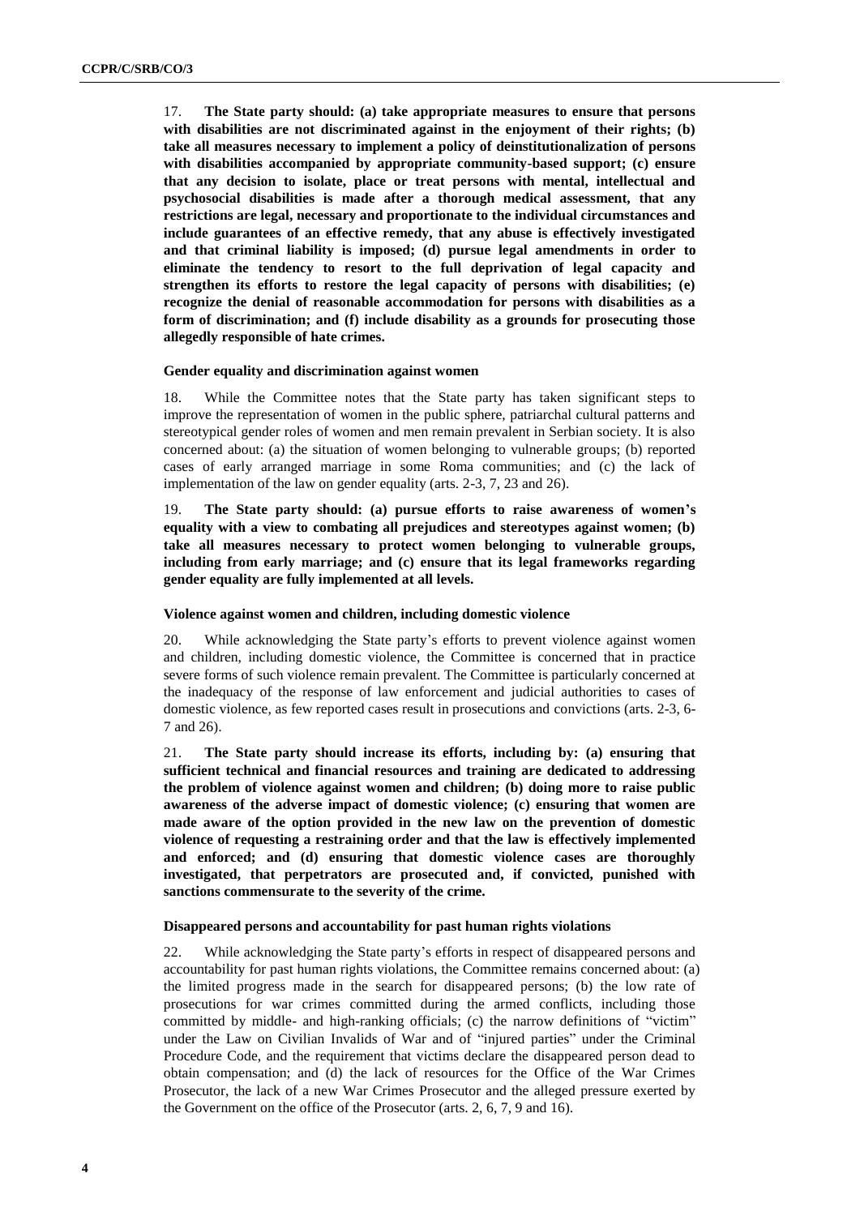17. **The State party should: (a) take appropriate measures to ensure that persons with disabilities are not discriminated against in the enjoyment of their rights; (b) take all measures necessary to implement a policy of deinstitutionalization of persons with disabilities accompanied by appropriate community-based support; (c) ensure that any decision to isolate, place or treat persons with mental, intellectual and psychosocial disabilities is made after a thorough medical assessment, that any restrictions are legal, necessary and proportionate to the individual circumstances and include guarantees of an effective remedy, that any abuse is effectively investigated and that criminal liability is imposed; (d) pursue legal amendments in order to eliminate the tendency to resort to the full deprivation of legal capacity and strengthen its efforts to restore the legal capacity of persons with disabilities; (e) recognize the denial of reasonable accommodation for persons with disabilities as a form of discrimination; and (f) include disability as a grounds for prosecuting those allegedly responsible of hate crimes.**

### Gender equality and discrimination against women

18. While the Committee notes that the State party has taken significant steps to improve the representation of women in the public sphere, patriarchal cultural patterns and stereotypical gender roles of women and men remain prevalent in Serbian society. It is also concerned about: (a) the situation of women belonging to vulnerable groups; (b) reported cases of early arranged marriage in some Roma communities; and (c) the lack of implementation of the law on gender equality (arts. 2-3, 7, 23 and 26).

19. **The State party should: (a) pursue efforts to raise awareness of women's equality with a view to combating all prejudices and stereotypes against women; (b) take all measures necessary to protect women belonging to vulnerable groups, including from early marriage; and (c) ensure that its legal frameworks regarding gender equality are fully implemented at all levels.**

### Violence against women and children, including domestic violence

20. While acknowledging the State party's efforts to prevent violence against women and children, including domestic violence, the Committee is concerned that in practice severe forms of such violence remain prevalent. The Committee is particularly concerned at the inadequacy of the response of law enforcement and judicial authorities to cases of domestic violence, as few reported cases result in prosecutions and convictions (arts. 2-3, 6-7 and 26).

21. **The State party should increase its efforts, including by: (a) ensuring that sufficient technical and financial resources and training are dedicated to addressing the problem of violence against women and children; (b) doing more to raise public awareness of the adverse impact of domestic violence; (c) ensuring that women are made aware of the option provided in the new law on the prevention of domestic violence of requesting a restraining order and that the law is effectively implemented and enforced; and (d) ensuring that domestic violence cases are thoroughly investigated, that perpetrators are prosecuted and, if convicted, punished with sanctions commensurate to the severity of the crime.**

### Disappeared persons and accountability for past human rights violations

22. While acknowledging the State party's efforts in respect of disappeared persons and accountability for past human rights violations, the Committee remains concerned about: (a) the limited progress made in the search for disappeared persons; (b) the low rate of prosecutions for war crimes committed during the armed conflicts, including those committed by middle- and high-ranking officials; (c) the narrow definitions of "victim" under the Law on Civilian Invalids of War and of "injured parties" under the Criminal Procedure Code, and the requirement that victims declare the disappeared person dead to obtain compensation; and (d) the lack of resources for the Office of the War Crimes Prosecutor, the lack of a new War Crimes Prosecutor and the alleged pressure exerted by the Government on the office of the Prosecutor (arts. 2, 6, 7, 9 and 16).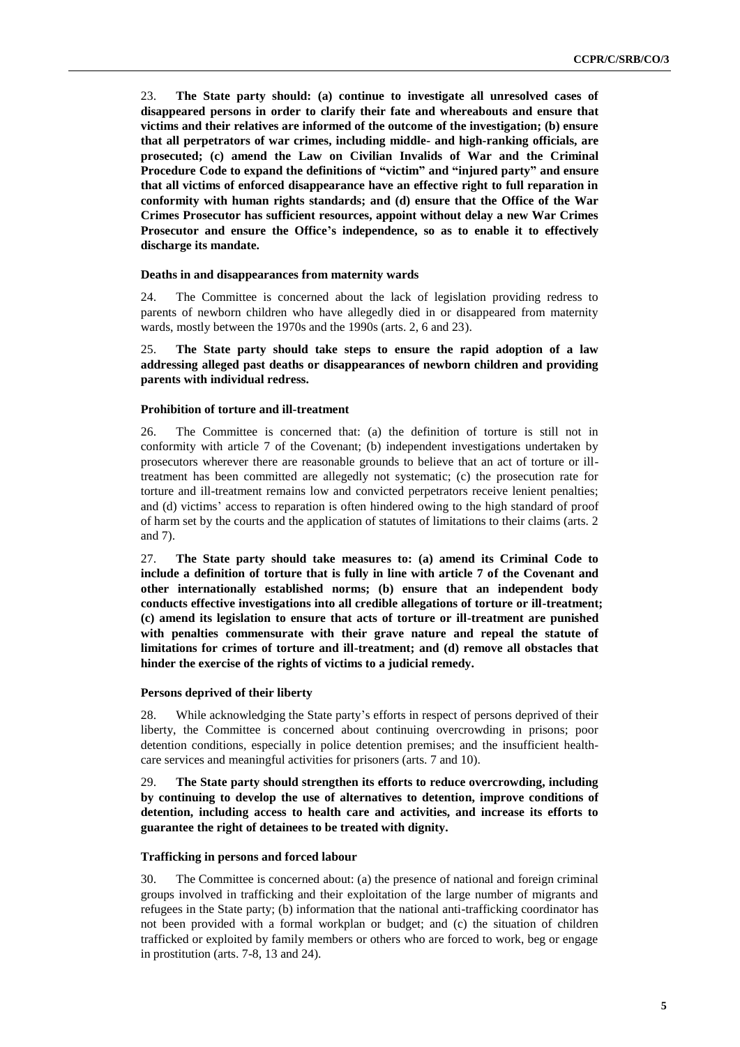23. **The State party should: (a) continue to investigate all unresolved cases of disappeared persons in order to clarify their fate and whereabouts and ensure that victims and their relatives are informed of the outcome of the investigation; (b) ensure that all perpetrators of war crimes, including middle- and high-ranking officials, are prosecuted; (c) amend the Law on Civilian Invalids of War and the Criminal Procedure Code to expand the definitions of "victim" and "injured party" and ensure that all victims of enforced disappearance have an effective right to full reparation in conformity with human rights standards; and (d) ensure that the Office of the War Crimes Prosecutor has sufficient resources, appoint without delay a new War Crimes Prosecutor and ensure the Office's independence, so as to enable it to effectively discharge its mandate.**

#### Deaths in and disappearances from maternity wards

24. The Committee is concerned about the lack of legislation providing redress to parents of newborn children who have allegedly died in or disappeared from maternity wards, mostly between the 1970s and the 1990s (arts. 2, 6 and 23).

25. **The State party should take steps to ensure the rapid adoption of a law addressing alleged past deaths or disappearances of newborn children and providing parents with individual redress.**

#### Prohibition of torture and ill-treatment

26. The Committee is concerned that: (a) the definition of torture is still not in conformity with article 7 of the Covenant; (b) independent investigations undertaken by prosecutors wherever there are reasonable grounds to believe that an act of torture or ill-treatment has been committed are allegedly not systematic; (c) the prosecution rate for torture and ill-treatment remains low and convicted perpetrators receive lenient penalties; and (d) victims' access to reparation is often hindered owing to the high standard of proof of harm set by the courts and the application of statutes of limitations to their claims (arts. 2 and 7).

27. **The State party should take measures to: (a) amend its Criminal Code to include a definition of torture that is fully in line with article 7 of the Covenant and other internationally established norms; (b) ensure that an independent body conducts effective investigations into all credible allegations of torture or ill-treatment; (c) amend its legislation to ensure that acts of torture or ill-treatment are punished with penalties commensurate with their grave nature and repeal the statute of limitations for crimes of torture and ill-treatment; and (d) remove all obstacles that hinder the exercise of the rights of victims to a judicial remedy.**

#### Persons deprived of their liberty

28. While acknowledging the State party's efforts in respect of persons deprived of their liberty, the Committee is concerned about continuing overcrowding in prisons; poor detention conditions, especially in police detention premises; and the insufficient health-care services and meaningful activities for prisoners (arts. 7 and 10).

29. **The State party should strengthen its efforts to reduce overcrowding, including by continuing to develop the use of alternatives to detention, improve conditions of detention, including access to health care and activities, and increase its efforts to guarantee the right of detainees to be treated with dignity.**

#### Trafficking in persons and forced labour

30. The Committee is concerned about: (a) the presence of national and foreign criminal groups involved in trafficking and their exploitation of the large number of migrants and refugees in the State party; (b) information that the national anti-trafficking coordinator has not been provided with a formal workplan or budget; and (c) the situation of children trafficked or exploited by family members or others who are forced to work, beg or engage in prostitution (arts. 7-8, 13 and 24).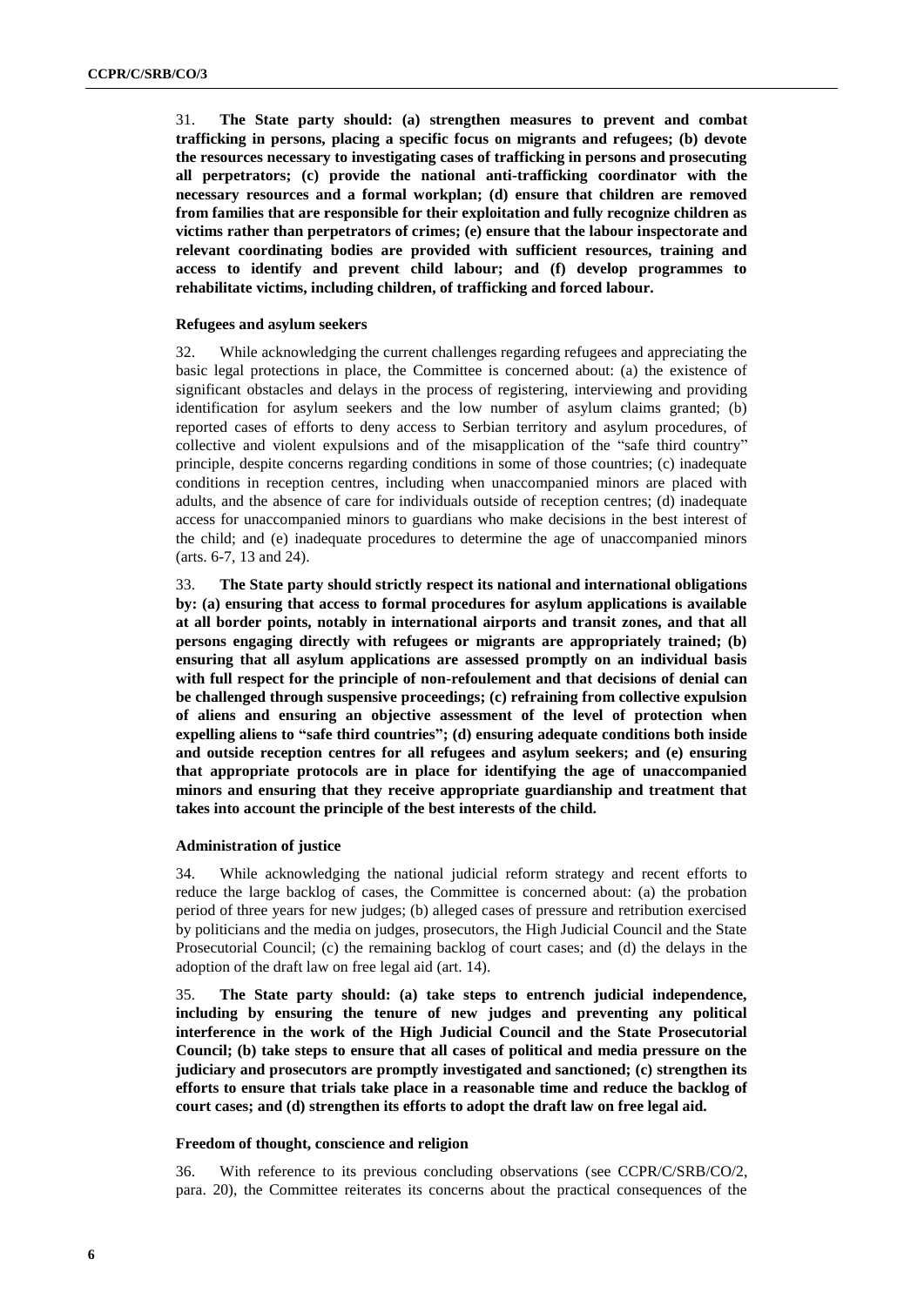31. **The State party should: (a) strengthen measures to prevent and combat trafficking in persons, placing a specific focus on migrants and refugees; (b) devote the resources necessary to investigating cases of trafficking in persons and prosecuting all perpetrators; (c) provide the national anti-trafficking coordinator with the necessary resources and a formal workplan; (d) ensure that children are removed from families that are responsible for their exploitation and fully recognize children as victims rather than perpetrators of crimes; (e) ensure that the labour inspectorate and relevant coordinating bodies are provided with sufficient resources, training and access to identify and prevent child labour; and (f) develop programmes to rehabilitate victims, including children, of trafficking and forced labour.**

### Refugees and asylum seekers

32. While acknowledging the current challenges regarding refugees and appreciating the basic legal protections in place, the Committee is concerned about: (a) the existence of significant obstacles and delays in the process of registering, interviewing and providing identification for asylum seekers and the low number of asylum claims granted; (b) reported cases of efforts to deny access to Serbian territory and asylum procedures, of collective and violent expulsions and of the misapplication of the "safe third country" principle, despite concerns regarding conditions in some of those countries; (c) inadequate conditions in reception centres, including when unaccompanied minors are placed with adults, and the absence of care for individuals outside of reception centres; (d) inadequate access for unaccompanied minors to guardians who make decisions in the best interest of the child; and (e) inadequate procedures to determine the age of unaccompanied minors (arts. 6-7, 13 and 24).

33. **The State party should strictly respect its national and international obligations by: (a) ensuring that access to formal procedures for asylum applications is available at all border points, notably in international airports and transit zones, and that all persons engaging directly with refugees or migrants are appropriately trained; (b) ensuring that all asylum applications are assessed promptly on an individual basis with full respect for the principle of non-refoulement and that decisions of denial can be challenged through suspensive proceedings; (c) refraining from collective expulsion of aliens and ensuring an objective assessment of the level of protection when expelling aliens to "safe third countries"; (d) ensuring adequate conditions both inside and outside reception centres for all refugees and asylum seekers; and (e) ensuring that appropriate protocols are in place for identifying the age of unaccompanied minors and ensuring that they receive appropriate guardianship and treatment that takes into account the principle of the best interests of the child.**

### Administration of justice

34. While acknowledging the national judicial reform strategy and recent efforts to reduce the large backlog of cases, the Committee is concerned about: (a) the probation period of three years for new judges; (b) alleged cases of pressure and retribution exercised by politicians and the media on judges, prosecutors, the High Judicial Council and the State Prosecutorial Council; (c) the remaining backlog of court cases; and (d) the delays in the adoption of the draft law on free legal aid (art. 14).

35. **The State party should: (a) take steps to entrench judicial independence, including by ensuring the tenure of new judges and preventing any political interference in the work of the High Judicial Council and the State Prosecutorial Council; (b) take steps to ensure that all cases of political and media pressure on the judiciary and prosecutors are promptly investigated and sanctioned; (c) strengthen its efforts to ensure that trials take place in a reasonable time and reduce the backlog of court cases; and (d) strengthen its efforts to adopt the draft law on free legal aid.**

### Freedom of thought, conscience and religion

36. With reference to its previous concluding observations (see CCPR/C/SRB/CO/2, para. 20), the Committee reiterates its concerns about the practical consequences of the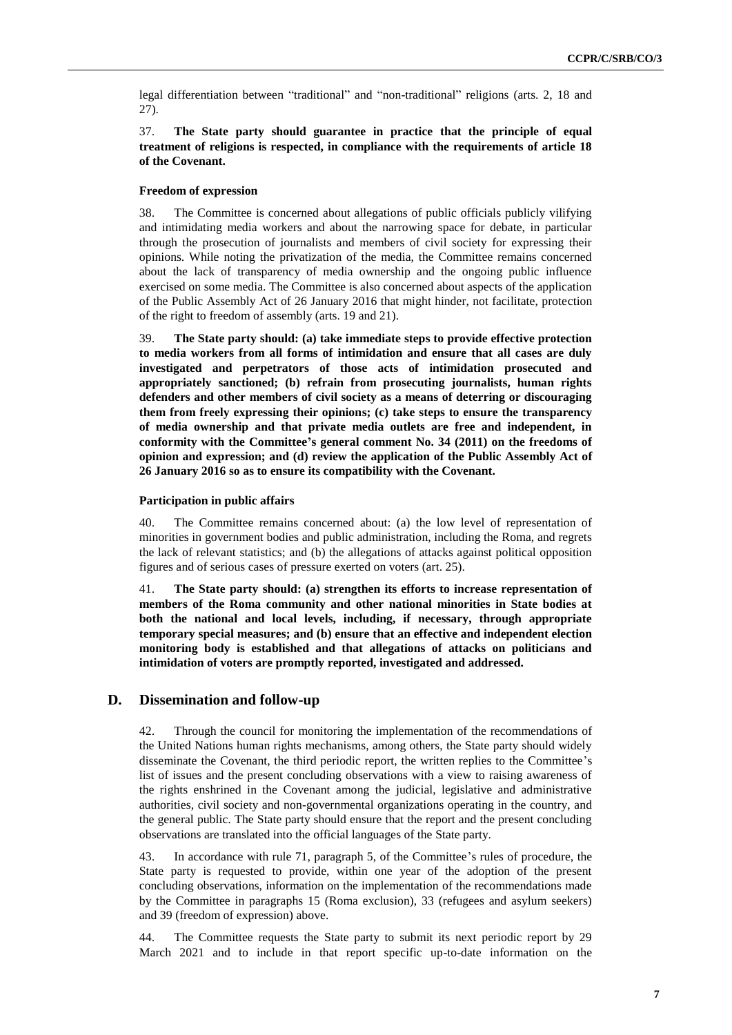legal differentiation between "traditional" and "non-traditional" religions (arts. 2, 18 and 27).

37. **The State party should guarantee in practice that the principle of equal treatment of religions is respected, in compliance with the requirements of article 18 of the Covenant.**

#### Freedom of expression

38. The Committee is concerned about allegations of public officials publicly vilifying and intimidating media workers and about the narrowing space for debate, in particular through the prosecution of journalists and members of civil society for expressing their opinions. While noting the privatization of the media, the Committee remains concerned about the lack of transparency of media ownership and the ongoing public influence exercised on some media. The Committee is also concerned about aspects of the application of the Public Assembly Act of 26 January 2016 that might hinder, not facilitate, protection of the right to freedom of assembly (arts. 19 and 21).

39. **The State party should: (a) take immediate steps to provide effective protection to media workers from all forms of intimidation and ensure that all cases are duly investigated and perpetrators of those acts of intimidation prosecuted and appropriately sanctioned; (b) refrain from prosecuting journalists, human rights defenders and other members of civil society as a means of deterring or discouraging them from freely expressing their opinions; (c) take steps to ensure the transparency of media ownership and that private media outlets are free and independent, in conformity with the Committee's general comment No. 34 (2011) on the freedoms of opinion and expression; and (d) review the application of the Public Assembly Act of 26 January 2016 so as to ensure its compatibility with the Covenant.**

#### Participation in public affairs

40. The Committee remains concerned about: (a) the low level of representation of minorities in government bodies and public administration, including the Roma, and regrets the lack of relevant statistics; and (b) the allegations of attacks against political opposition figures and of serious cases of pressure exerted on voters (art. 25).

41. **The State party should: (a) strengthen its efforts to increase representation of members of the Roma community and other national minorities in State bodies at both the national and local levels, including, if necessary, through appropriate temporary special measures; and (b) ensure that an effective and independent election monitoring body is established and that allegations of attacks on politicians and intimidation of voters are promptly reported, investigated and addressed.**

## D. Dissemination and follow-up

42. Through the council for monitoring the implementation of the recommendations of the United Nations human rights mechanisms, among others, the State party should widely disseminate the Covenant, the third periodic report, the written replies to the Committee's list of issues and the present concluding observations with a view to raising awareness of the rights enshrined in the Covenant among the judicial, legislative and administrative authorities, civil society and non-governmental organizations operating in the country, and the general public. The State party should ensure that the report and the present concluding observations are translated into the official languages of the State party.

43. In accordance with rule 71, paragraph 5, of the Committee's rules of procedure, the State party is requested to provide, within one year of the adoption of the present concluding observations, information on the implementation of the recommendations made by the Committee in paragraphs 15 (Roma exclusion), 33 (refugees and asylum seekers) and 39 (freedom of expression) above.

44. The Committee requests the State party to submit its next periodic report by 29 March 2021 and to include in that report specific up-to-date information on the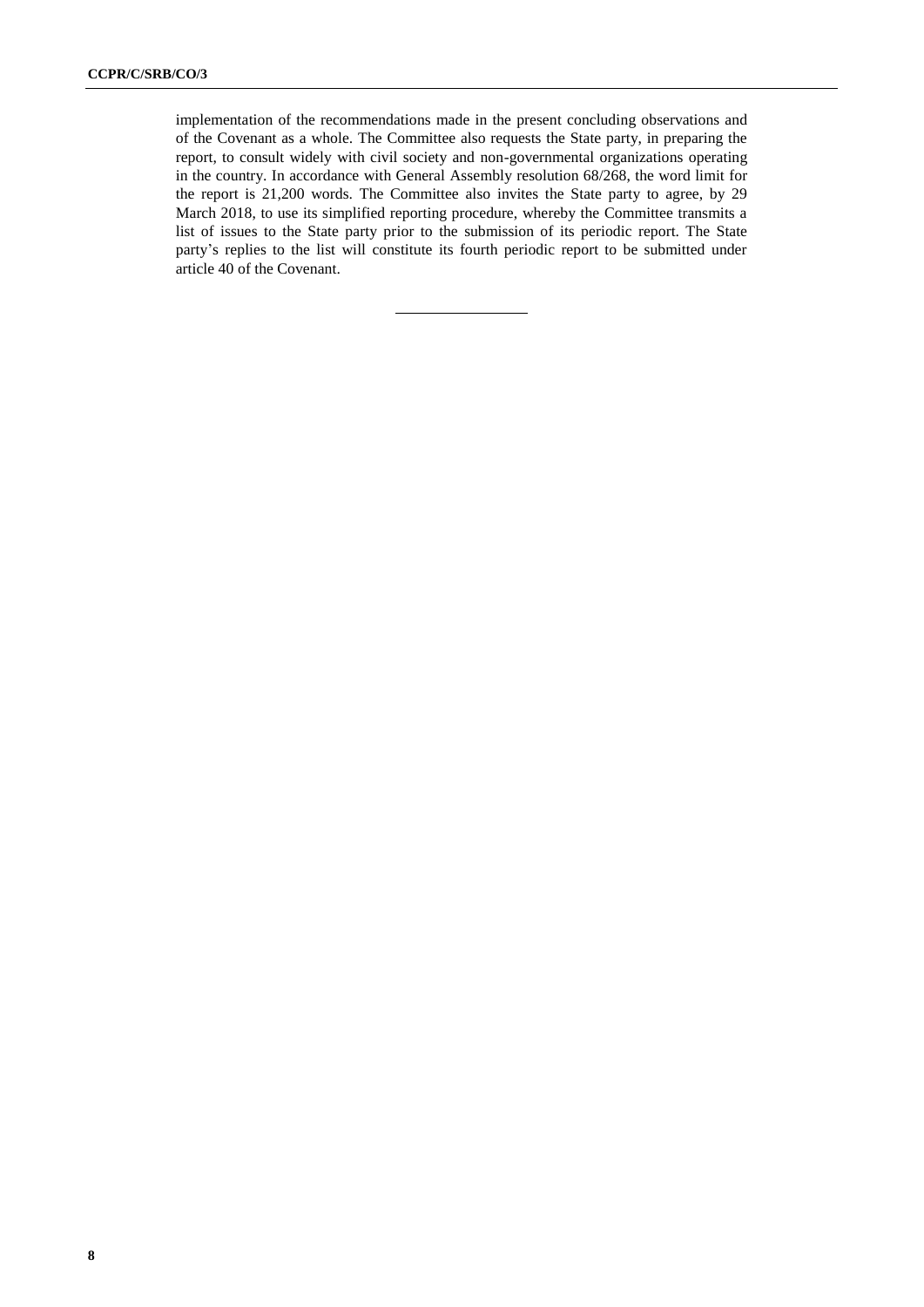implementation of the recommendations made in the present concluding observations and of the Covenant as a whole. The Committee also requests the State party, in preparing the report, to consult widely with civil society and non-governmental organizations operating in the country. In accordance with General Assembly resolution 68/268, the word limit for the report is 21,200 words. The Committee also invites the State party to agree, by 29 March 2018, to use its simplified reporting procedure, whereby the Committee transmits a list of issues to the State party prior to the submission of its periodic report. The State party's replies to the list will constitute its fourth periodic report to be submitted under article 40 of the Covenant.